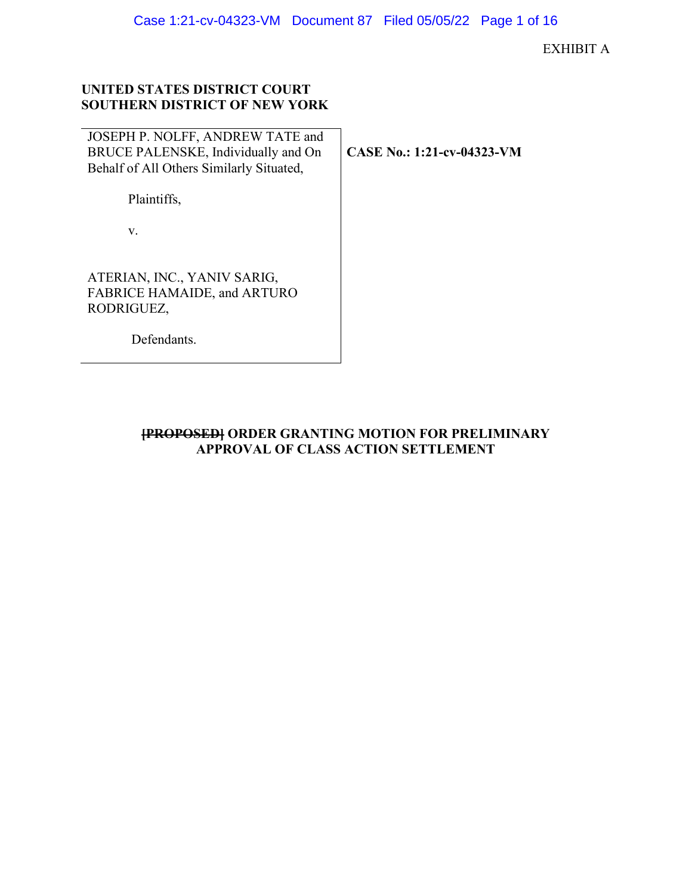EXHIBIT A

**UNITED STATES DISTRICT COURT**
**SOUTHERN DISTRICT OF NEW YORK**

| | |
|---|---|
| JOSEPH P. NOLFF, ANDREW TATE and BRUCE PALENSKE, Individually and On Behalf of All Others Similarly Situated,<br><br>Plaintiffs,<br><br>v.<br><br>ATERIAN, INC., YANIV SARIG, FABRICE HAMAIDE, and ARTURO RODRIGUEZ,<br><br>Defendants. | **CASE No.: 1:21-cv-04323-VM** |

**~~[PROPOSED]~~ ORDER GRANTING MOTION FOR PRELIMINARY APPROVAL OF CLASS ACTION SETTLEMENT**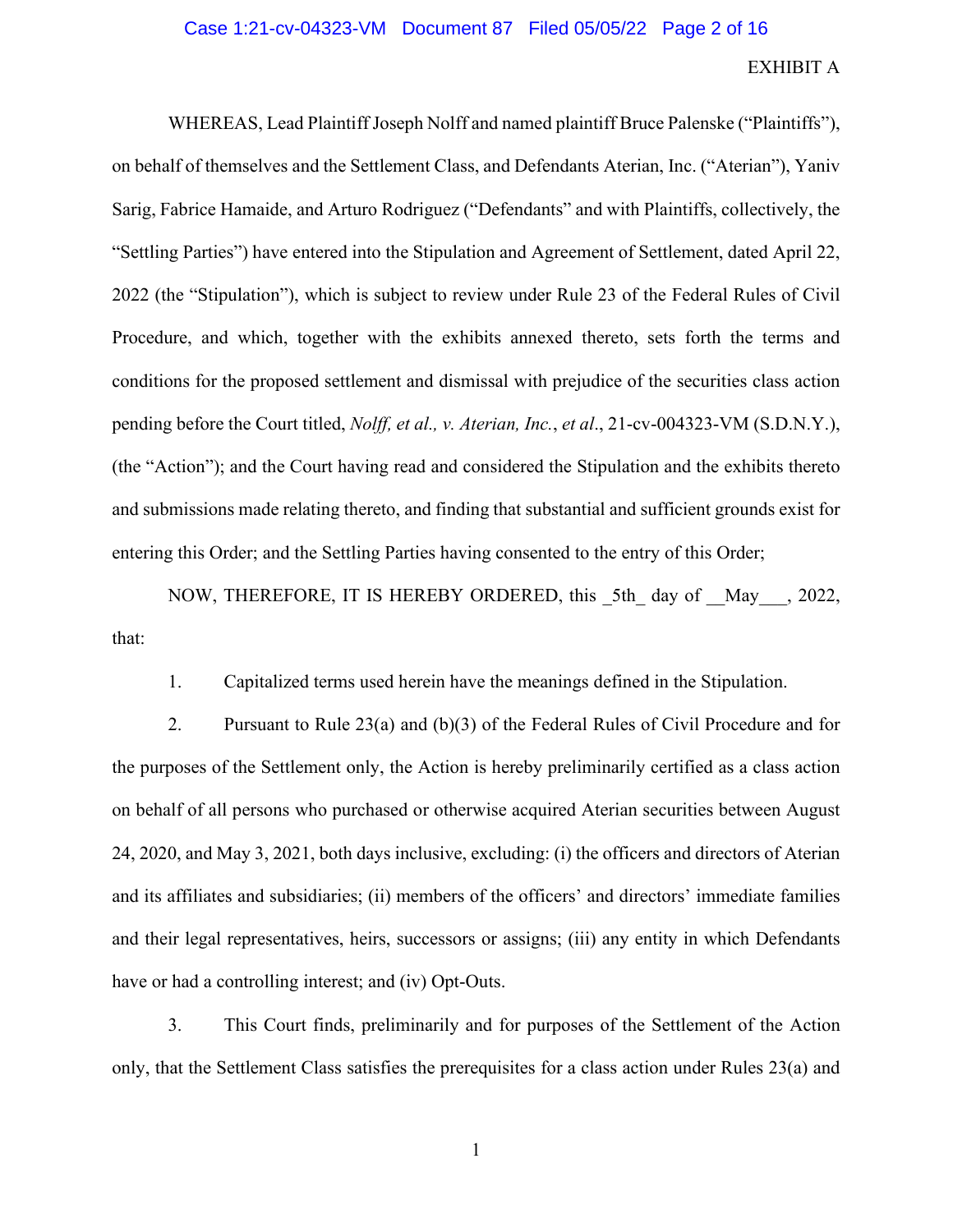EXHIBIT A

WHEREAS, Lead Plaintiff Joseph Nolff and named plaintiff Bruce Palenske ("Plaintiffs"), on behalf of themselves and the Settlement Class, and Defendants Aterian, Inc. ("Aterian"), Yaniv Sarig, Fabrice Hamaide, and Arturo Rodriguez ("Defendants" and with Plaintiffs, collectively, the "Settling Parties") have entered into the Stipulation and Agreement of Settlement, dated April 22, 2022 (the "Stipulation"), which is subject to review under Rule 23 of the Federal Rules of Civil Procedure, and which, together with the exhibits annexed thereto, sets forth the terms and conditions for the proposed settlement and dismissal with prejudice of the securities class action pending before the Court titled, *Nolff, et al., v. Aterian, Inc.*, *et al*., 21-cv-004323-VM (S.D.N.Y.), (the "Action"); and the Court having read and considered the Stipulation and the exhibits thereto and submissions made relating thereto, and finding that substantial and sufficient grounds exist for entering this Order; and the Settling Parties having consented to the entry of this Order;

NOW, THEREFORE, IT IS HEREBY ORDERED, this _5th_ day of __May___, 2022, that:

1. Capitalized terms used herein have the meanings defined in the Stipulation.

2. Pursuant to Rule 23(a) and (b)(3) of the Federal Rules of Civil Procedure and for the purposes of the Settlement only, the Action is hereby preliminarily certified as a class action on behalf of all persons who purchased or otherwise acquired Aterian securities between August 24, 2020, and May 3, 2021, both days inclusive, excluding: (i) the officers and directors of Aterian and its affiliates and subsidiaries; (ii) members of the officers' and directors' immediate families and their legal representatives, heirs, successors or assigns; (iii) any entity in which Defendants have or had a controlling interest; and (iv) Opt-Outs.

3. This Court finds, preliminarily and for purposes of the Settlement of the Action only, that the Settlement Class satisfies the prerequisites for a class action under Rules 23(a) and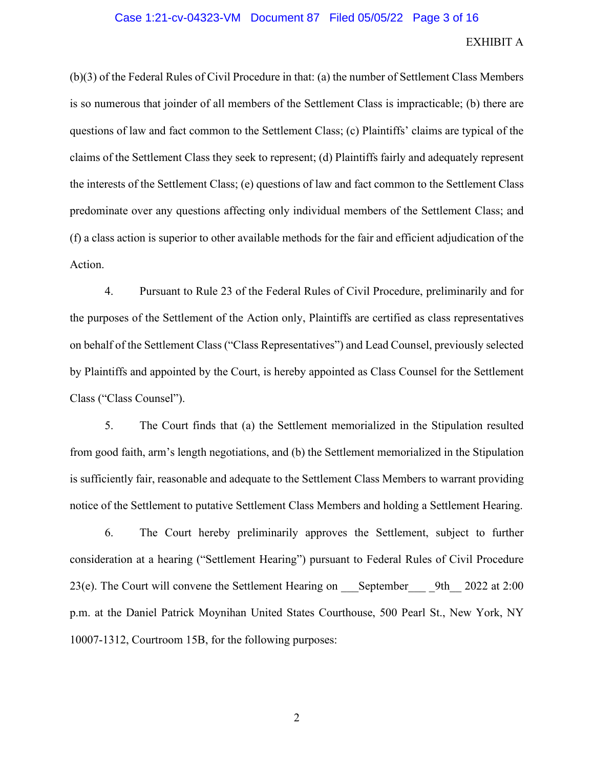EXHIBIT A

(b)(3) of the Federal Rules of Civil Procedure in that: (a) the number of Settlement Class Members is so numerous that joinder of all members of the Settlement Class is impracticable; (b) there are questions of law and fact common to the Settlement Class; (c) Plaintiffs' claims are typical of the claims of the Settlement Class they seek to represent; (d) Plaintiffs fairly and adequately represent the interests of the Settlement Class; (e) questions of law and fact common to the Settlement Class predominate over any questions affecting only individual members of the Settlement Class; and (f) a class action is superior to other available methods for the fair and efficient adjudication of the Action.

4. Pursuant to Rule 23 of the Federal Rules of Civil Procedure, preliminarily and for the purposes of the Settlement of the Action only, Plaintiffs are certified as class representatives on behalf of the Settlement Class ("Class Representatives") and Lead Counsel, previously selected by Plaintiffs and appointed by the Court, is hereby appointed as Class Counsel for the Settlement Class ("Class Counsel").

5. The Court finds that (a) the Settlement memorialized in the Stipulation resulted from good faith, arm's length negotiations, and (b) the Settlement memorialized in the Stipulation is sufficiently fair, reasonable and adequate to the Settlement Class Members to warrant providing notice of the Settlement to putative Settlement Class Members and holding a Settlement Hearing.

6. The Court hereby preliminarily approves the Settlement, subject to further consideration at a hearing ("Settlement Hearing") pursuant to Federal Rules of Civil Procedure 23(e). The Court will convene the Settlement Hearing on ___September___ _9th__ 2022 at 2:00 p.m. at the Daniel Patrick Moynihan United States Courthouse, 500 Pearl St., New York, NY 10007-1312, Courtroom 15B, for the following purposes: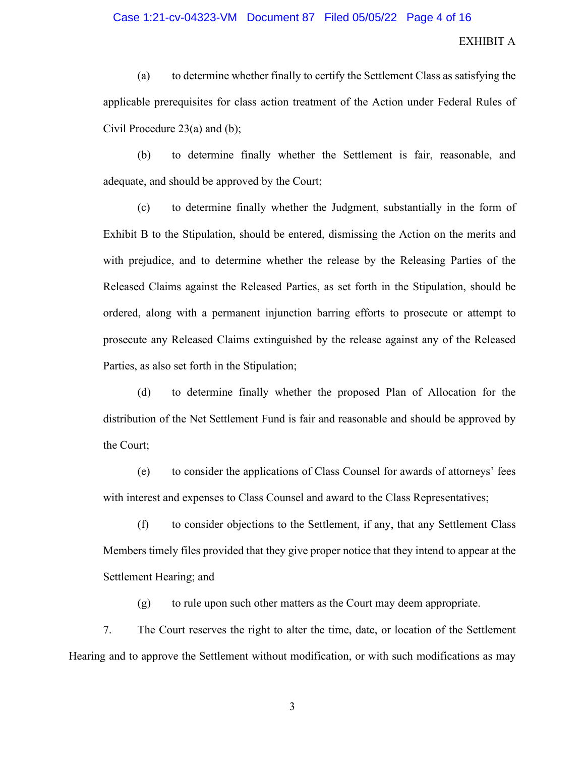EXHIBIT A

(a) to determine whether finally to certify the Settlement Class as satisfying the applicable prerequisites for class action treatment of the Action under Federal Rules of Civil Procedure 23(a) and (b);

(b) to determine finally whether the Settlement is fair, reasonable, and adequate, and should be approved by the Court;

(c) to determine finally whether the Judgment, substantially in the form of Exhibit B to the Stipulation, should be entered, dismissing the Action on the merits and with prejudice, and to determine whether the release by the Releasing Parties of the Released Claims against the Released Parties, as set forth in the Stipulation, should be ordered, along with a permanent injunction barring efforts to prosecute or attempt to prosecute any Released Claims extinguished by the release against any of the Released Parties, as also set forth in the Stipulation;

(d) to determine finally whether the proposed Plan of Allocation for the distribution of the Net Settlement Fund is fair and reasonable and should be approved by the Court;

(e) to consider the applications of Class Counsel for awards of attorneys' fees with interest and expenses to Class Counsel and award to the Class Representatives;

(f) to consider objections to the Settlement, if any, that any Settlement Class Members timely files provided that they give proper notice that they intend to appear at the Settlement Hearing; and

(g) to rule upon such other matters as the Court may deem appropriate.

7. The Court reserves the right to alter the time, date, or location of the Settlement Hearing and to approve the Settlement without modification, or with such modifications as may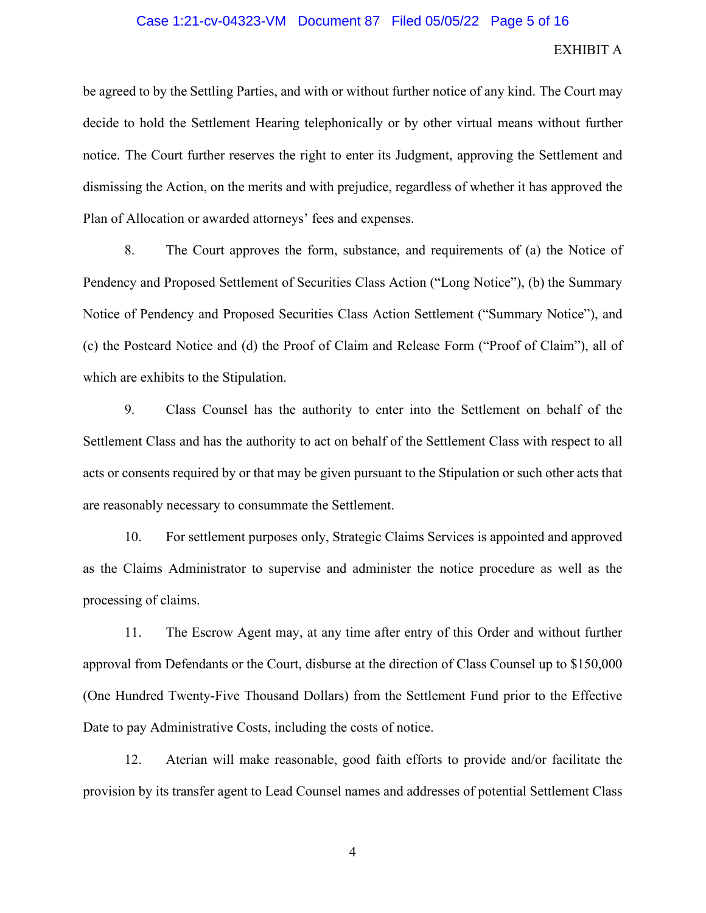be agreed to by the Settling Parties, and with or without further notice of any kind. The Court may decide to hold the Settlement Hearing telephonically or by other virtual means without further notice. The Court further reserves the right to enter its Judgment, approving the Settlement and dismissing the Action, on the merits and with prejudice, regardless of whether it has approved the Plan of Allocation or awarded attorneys' fees and expenses.

8. The Court approves the form, substance, and requirements of (a) the Notice of Pendency and Proposed Settlement of Securities Class Action ("Long Notice"), (b) the Summary Notice of Pendency and Proposed Securities Class Action Settlement ("Summary Notice"), and (c) the Postcard Notice and (d) the Proof of Claim and Release Form ("Proof of Claim"), all of which are exhibits to the Stipulation.

9. Class Counsel has the authority to enter into the Settlement on behalf of the Settlement Class and has the authority to act on behalf of the Settlement Class with respect to all acts or consents required by or that may be given pursuant to the Stipulation or such other acts that are reasonably necessary to consummate the Settlement.

10. For settlement purposes only, Strategic Claims Services is appointed and approved as the Claims Administrator to supervise and administer the notice procedure as well as the processing of claims.

11. The Escrow Agent may, at any time after entry of this Order and without further approval from Defendants or the Court, disburse at the direction of Class Counsel up to $150,000 (One Hundred Twenty-Five Thousand Dollars) from the Settlement Fund prior to the Effective Date to pay Administrative Costs, including the costs of notice.

12. Aterian will make reasonable, good faith efforts to provide and/or facilitate the provision by its transfer agent to Lead Counsel names and addresses of potential Settlement Class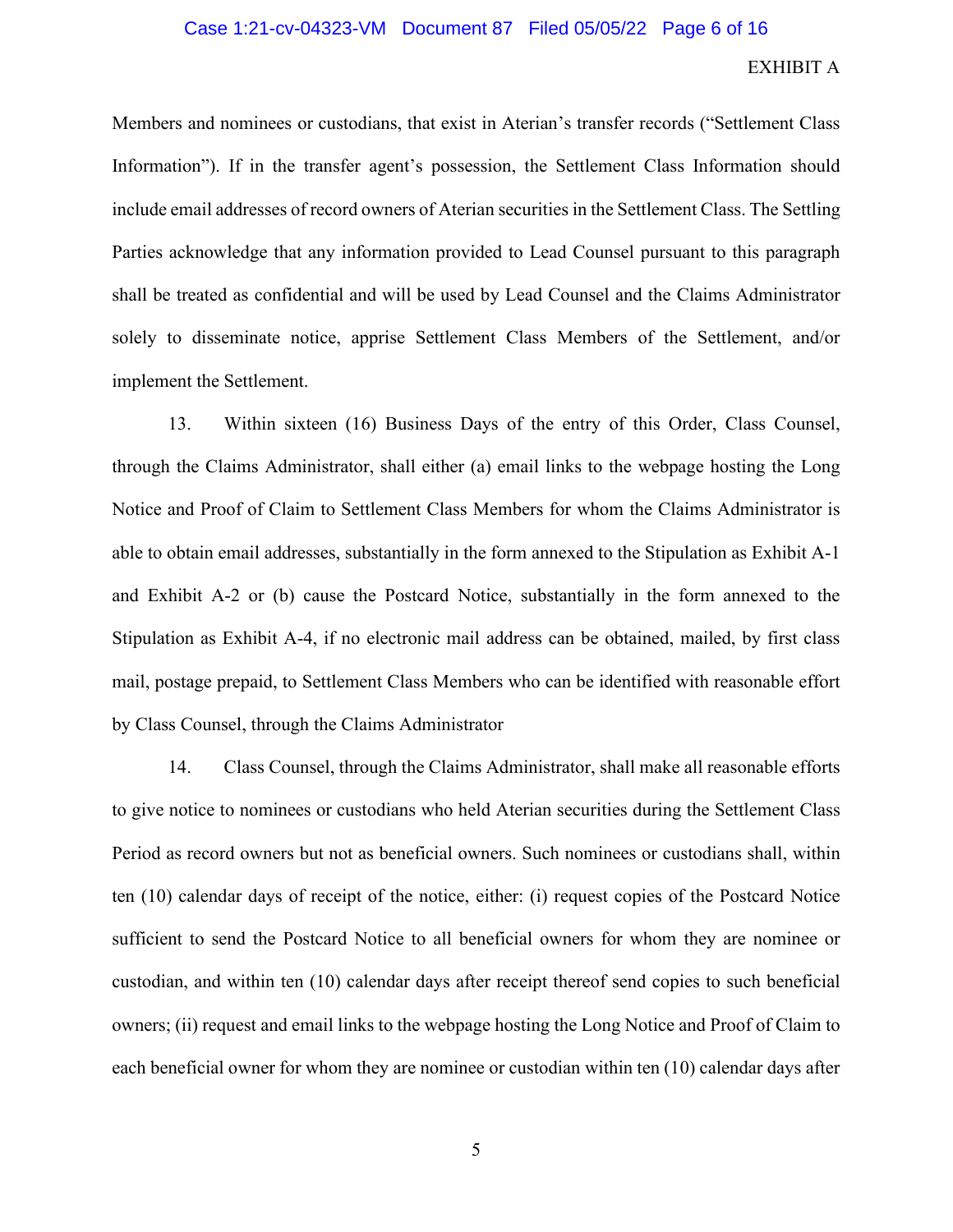Members and nominees or custodians, that exist in Aterian's transfer records ("Settlement Class Information"). If in the transfer agent's possession, the Settlement Class Information should include email addresses of record owners of Aterian securities in the Settlement Class. The Settling Parties acknowledge that any information provided to Lead Counsel pursuant to this paragraph shall be treated as confidential and will be used by Lead Counsel and the Claims Administrator solely to disseminate notice, apprise Settlement Class Members of the Settlement, and/or implement the Settlement.

13. Within sixteen (16) Business Days of the entry of this Order, Class Counsel, through the Claims Administrator, shall either (a) email links to the webpage hosting the Long Notice and Proof of Claim to Settlement Class Members for whom the Claims Administrator is able to obtain email addresses, substantially in the form annexed to the Stipulation as Exhibit A-1 and Exhibit A-2 or (b) cause the Postcard Notice, substantially in the form annexed to the Stipulation as Exhibit A-4, if no electronic mail address can be obtained, mailed, by first class mail, postage prepaid, to Settlement Class Members who can be identified with reasonable effort by Class Counsel, through the Claims Administrator

14. Class Counsel, through the Claims Administrator, shall make all reasonable efforts to give notice to nominees or custodians who held Aterian securities during the Settlement Class Period as record owners but not as beneficial owners. Such nominees or custodians shall, within ten (10) calendar days of receipt of the notice, either: (i) request copies of the Postcard Notice sufficient to send the Postcard Notice to all beneficial owners for whom they are nominee or custodian, and within ten (10) calendar days after receipt thereof send copies to such beneficial owners; (ii) request and email links to the webpage hosting the Long Notice and Proof of Claim to each beneficial owner for whom they are nominee or custodian within ten (10) calendar days after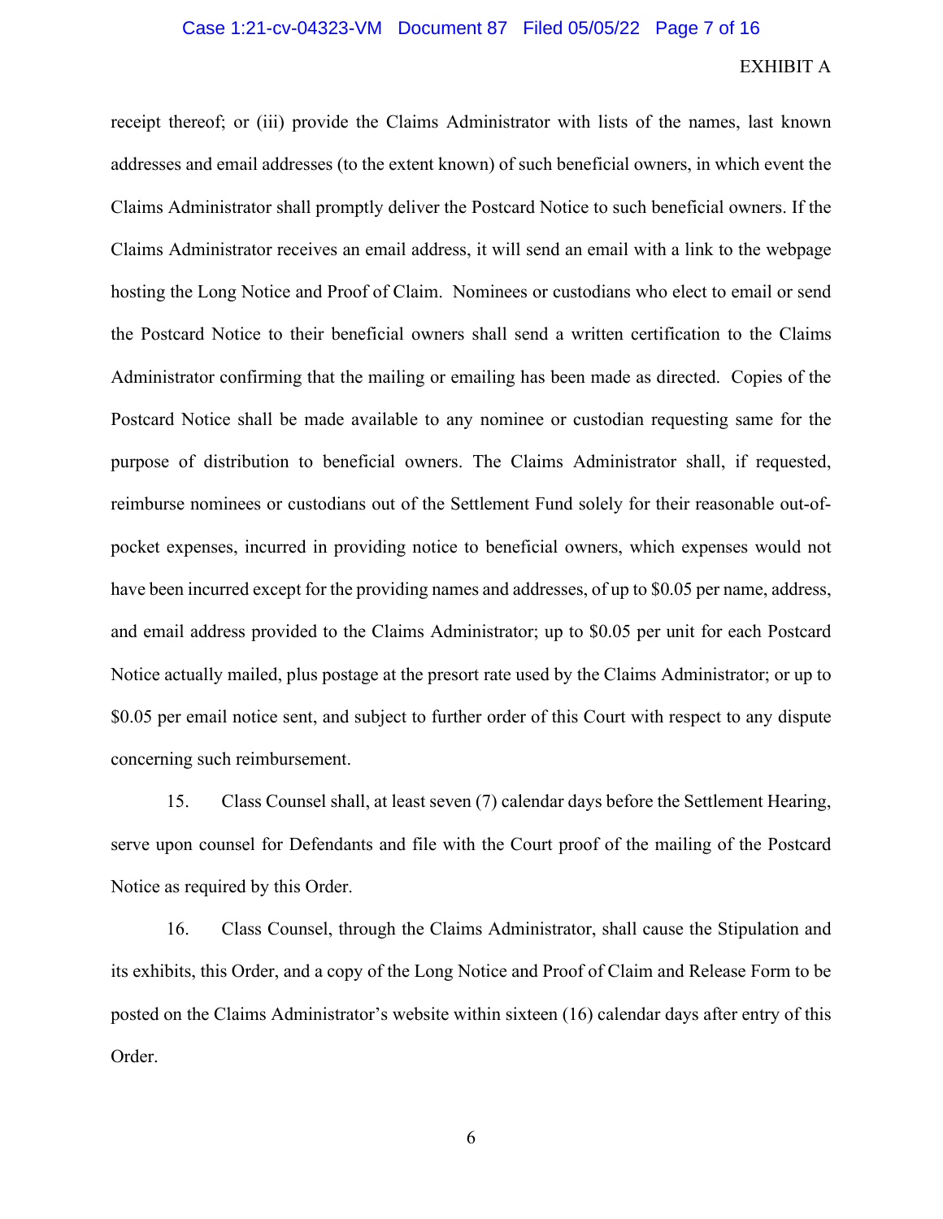EXHIBIT A

receipt thereof; or (iii) provide the Claims Administrator with lists of the names, last known addresses and email addresses (to the extent known) of such beneficial owners, in which event the Claims Administrator shall promptly deliver the Postcard Notice to such beneficial owners. If the Claims Administrator receives an email address, it will send an email with a link to the webpage hosting the Long Notice and Proof of Claim. Nominees or custodians who elect to email or send the Postcard Notice to their beneficial owners shall send a written certification to the Claims Administrator confirming that the mailing or emailing has been made as directed. Copies of the Postcard Notice shall be made available to any nominee or custodian requesting same for the purpose of distribution to beneficial owners. The Claims Administrator shall, if requested, reimburse nominees or custodians out of the Settlement Fund solely for their reasonable out-of-pocket expenses, incurred in providing notice to beneficial owners, which expenses would not have been incurred except for the providing names and addresses, of up to $0.05 per name, address, and email address provided to the Claims Administrator; up to $0.05 per unit for each Postcard Notice actually mailed, plus postage at the presort rate used by the Claims Administrator; or up to $0.05 per email notice sent, and subject to further order of this Court with respect to any dispute concerning such reimbursement.

15. Class Counsel shall, at least seven (7) calendar days before the Settlement Hearing, serve upon counsel for Defendants and file with the Court proof of the mailing of the Postcard Notice as required by this Order.

16. Class Counsel, through the Claims Administrator, shall cause the Stipulation and its exhibits, this Order, and a copy of the Long Notice and Proof of Claim and Release Form to be posted on the Claims Administrator's website within sixteen (16) calendar days after entry of this Order.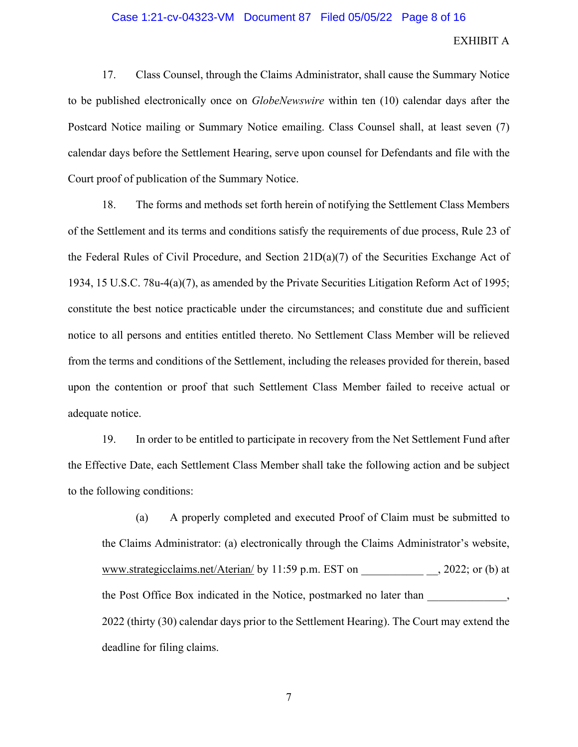EXHIBIT A

17. Class Counsel, through the Claims Administrator, shall cause the Summary Notice to be published electronically once on *GlobeNewswire* within ten (10) calendar days after the Postcard Notice mailing or Summary Notice emailing. Class Counsel shall, at least seven (7) calendar days before the Settlement Hearing, serve upon counsel for Defendants and file with the Court proof of publication of the Summary Notice.

18. The forms and methods set forth herein of notifying the Settlement Class Members of the Settlement and its terms and conditions satisfy the requirements of due process, Rule 23 of the Federal Rules of Civil Procedure, and Section 21D(a)(7) of the Securities Exchange Act of 1934, 15 U.S.C. 78u-4(a)(7), as amended by the Private Securities Litigation Reform Act of 1995; constitute the best notice practicable under the circumstances; and constitute due and sufficient notice to all persons and entities entitled thereto. No Settlement Class Member will be relieved from the terms and conditions of the Settlement, including the releases provided for therein, based upon the contention or proof that such Settlement Class Member failed to receive actual or adequate notice.

19. In order to be entitled to participate in recovery from the Net Settlement Fund after the Effective Date, each Settlement Class Member shall take the following action and be subject to the following conditions:

(a) A properly completed and executed Proof of Claim must be submitted to the Claims Administrator: (a) electronically through the Claims Administrator's website, www.strategicclaims.net/Aterian/ by 11:59 p.m. EST on ___________ __, 2022; or (b) at the Post Office Box indicated in the Notice, postmarked no later than ______________, 2022 (thirty (30) calendar days prior to the Settlement Hearing). The Court may extend the deadline for filing claims.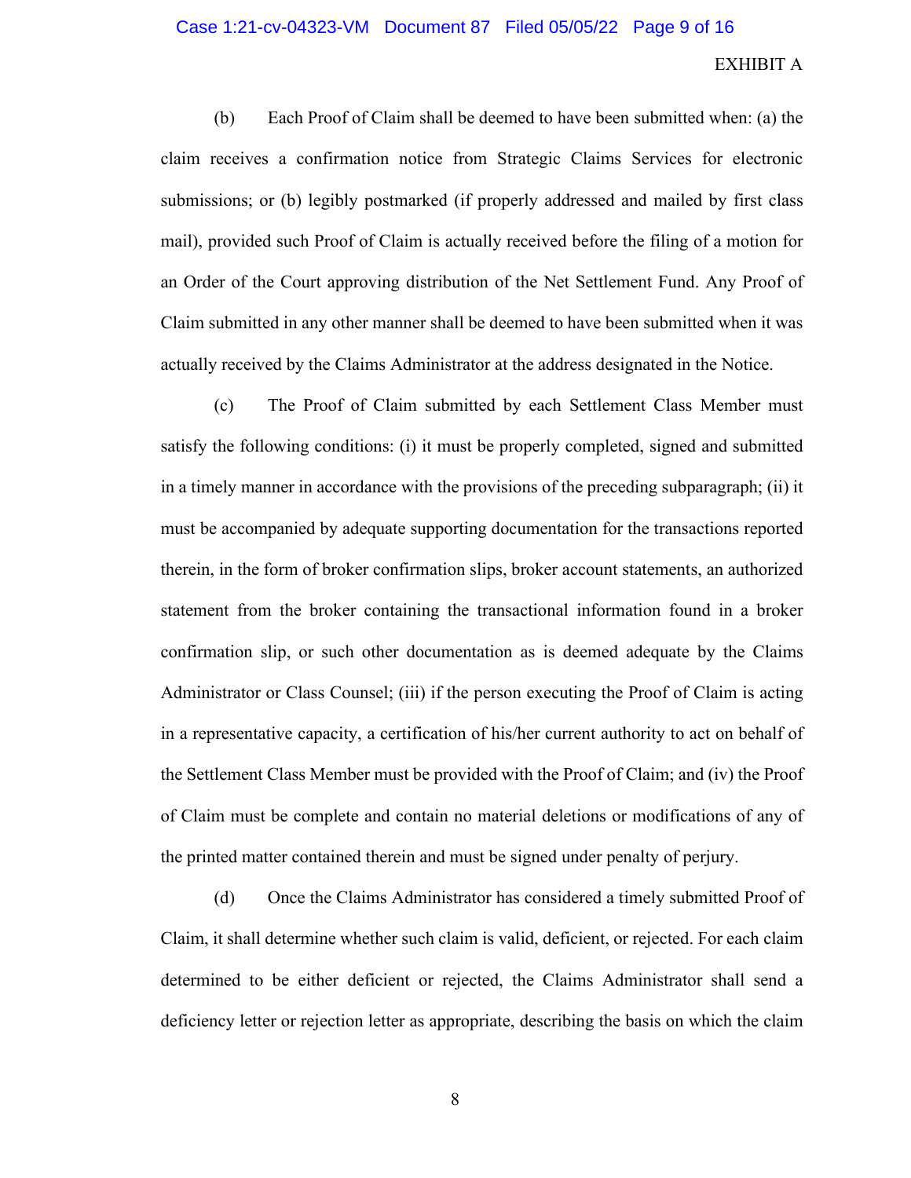EXHIBIT A

(b) Each Proof of Claim shall be deemed to have been submitted when: (a) the claim receives a confirmation notice from Strategic Claims Services for electronic submissions; or (b) legibly postmarked (if properly addressed and mailed by first class mail), provided such Proof of Claim is actually received before the filing of a motion for an Order of the Court approving distribution of the Net Settlement Fund. Any Proof of Claim submitted in any other manner shall be deemed to have been submitted when it was actually received by the Claims Administrator at the address designated in the Notice.

(c) The Proof of Claim submitted by each Settlement Class Member must satisfy the following conditions: (i) it must be properly completed, signed and submitted in a timely manner in accordance with the provisions of the preceding subparagraph; (ii) it must be accompanied by adequate supporting documentation for the transactions reported therein, in the form of broker confirmation slips, broker account statements, an authorized statement from the broker containing the transactional information found in a broker confirmation slip, or such other documentation as is deemed adequate by the Claims Administrator or Class Counsel; (iii) if the person executing the Proof of Claim is acting in a representative capacity, a certification of his/her current authority to act on behalf of the Settlement Class Member must be provided with the Proof of Claim; and (iv) the Proof of Claim must be complete and contain no material deletions or modifications of any of the printed matter contained therein and must be signed under penalty of perjury.

(d) Once the Claims Administrator has considered a timely submitted Proof of Claim, it shall determine whether such claim is valid, deficient, or rejected. For each claim determined to be either deficient or rejected, the Claims Administrator shall send a deficiency letter or rejection letter as appropriate, describing the basis on which the claim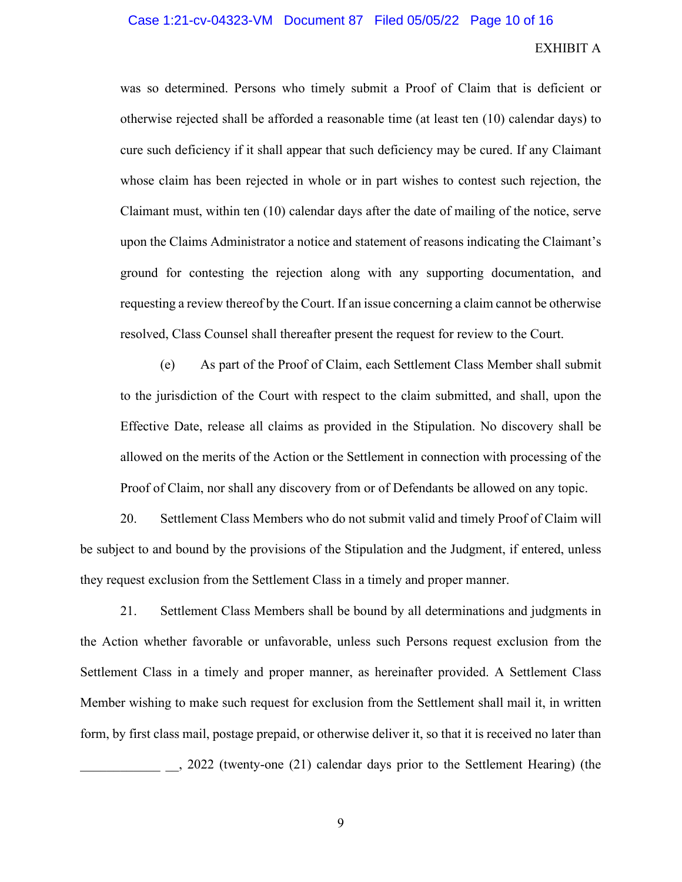EXHIBIT A

was so determined. Persons who timely submit a Proof of Claim that is deficient or otherwise rejected shall be afforded a reasonable time (at least ten (10) calendar days) to cure such deficiency if it shall appear that such deficiency may be cured. If any Claimant whose claim has been rejected in whole or in part wishes to contest such rejection, the Claimant must, within ten (10) calendar days after the date of mailing of the notice, serve upon the Claims Administrator a notice and statement of reasons indicating the Claimant's ground for contesting the rejection along with any supporting documentation, and requesting a review thereof by the Court. If an issue concerning a claim cannot be otherwise resolved, Class Counsel shall thereafter present the request for review to the Court.

(e) As part of the Proof of Claim, each Settlement Class Member shall submit to the jurisdiction of the Court with respect to the claim submitted, and shall, upon the Effective Date, release all claims as provided in the Stipulation. No discovery shall be allowed on the merits of the Action or the Settlement in connection with processing of the Proof of Claim, nor shall any discovery from or of Defendants be allowed on any topic.

20. Settlement Class Members who do not submit valid and timely Proof of Claim will be subject to and bound by the provisions of the Stipulation and the Judgment, if entered, unless they request exclusion from the Settlement Class in a timely and proper manner.

21. Settlement Class Members shall be bound by all determinations and judgments in the Action whether favorable or unfavorable, unless such Persons request exclusion from the Settlement Class in a timely and proper manner, as hereinafter provided. A Settlement Class Member wishing to make such request for exclusion from the Settlement shall mail it, in written form, by first class mail, postage prepaid, or otherwise deliver it, so that it is received no later than ____________ __, 2022 (twenty-one (21) calendar days prior to the Settlement Hearing) (the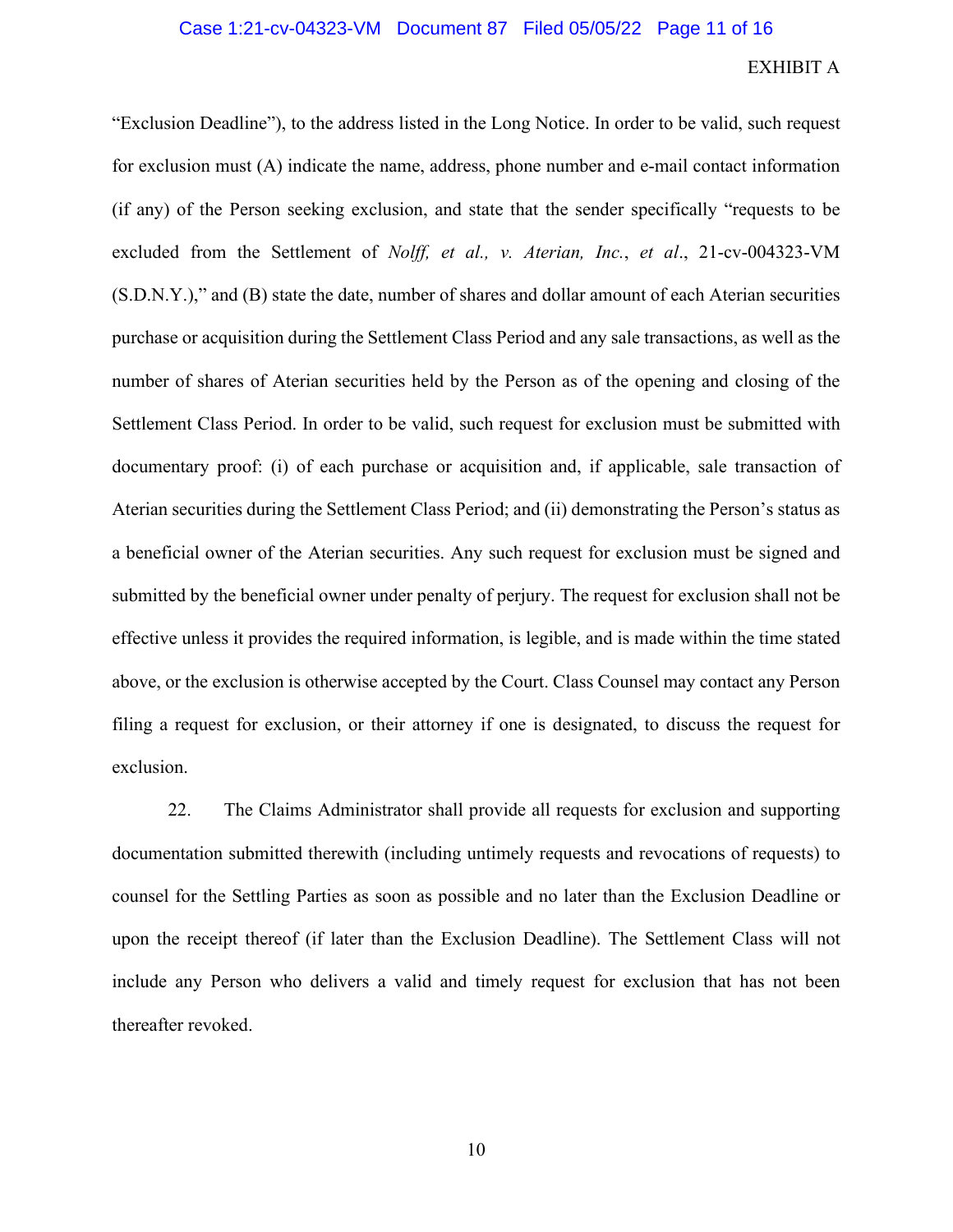"Exclusion Deadline"), to the address listed in the Long Notice. In order to be valid, such request for exclusion must (A) indicate the name, address, phone number and e-mail contact information (if any) of the Person seeking exclusion, and state that the sender specifically "requests to be excluded from the Settlement of *Nolff, et al., v. Aterian, Inc.*, *et al*., 21-cv-004323-VM (S.D.N.Y.)," and (B) state the date, number of shares and dollar amount of each Aterian securities purchase or acquisition during the Settlement Class Period and any sale transactions, as well as the number of shares of Aterian securities held by the Person as of the opening and closing of the Settlement Class Period. In order to be valid, such request for exclusion must be submitted with documentary proof: (i) of each purchase or acquisition and, if applicable, sale transaction of Aterian securities during the Settlement Class Period; and (ii) demonstrating the Person's status as a beneficial owner of the Aterian securities. Any such request for exclusion must be signed and submitted by the beneficial owner under penalty of perjury. The request for exclusion shall not be effective unless it provides the required information, is legible, and is made within the time stated above, or the exclusion is otherwise accepted by the Court. Class Counsel may contact any Person filing a request for exclusion, or their attorney if one is designated, to discuss the request for exclusion.

22. The Claims Administrator shall provide all requests for exclusion and supporting documentation submitted therewith (including untimely requests and revocations of requests) to counsel for the Settling Parties as soon as possible and no later than the Exclusion Deadline or upon the receipt thereof (if later than the Exclusion Deadline). The Settlement Class will not include any Person who delivers a valid and timely request for exclusion that has not been thereafter revoked.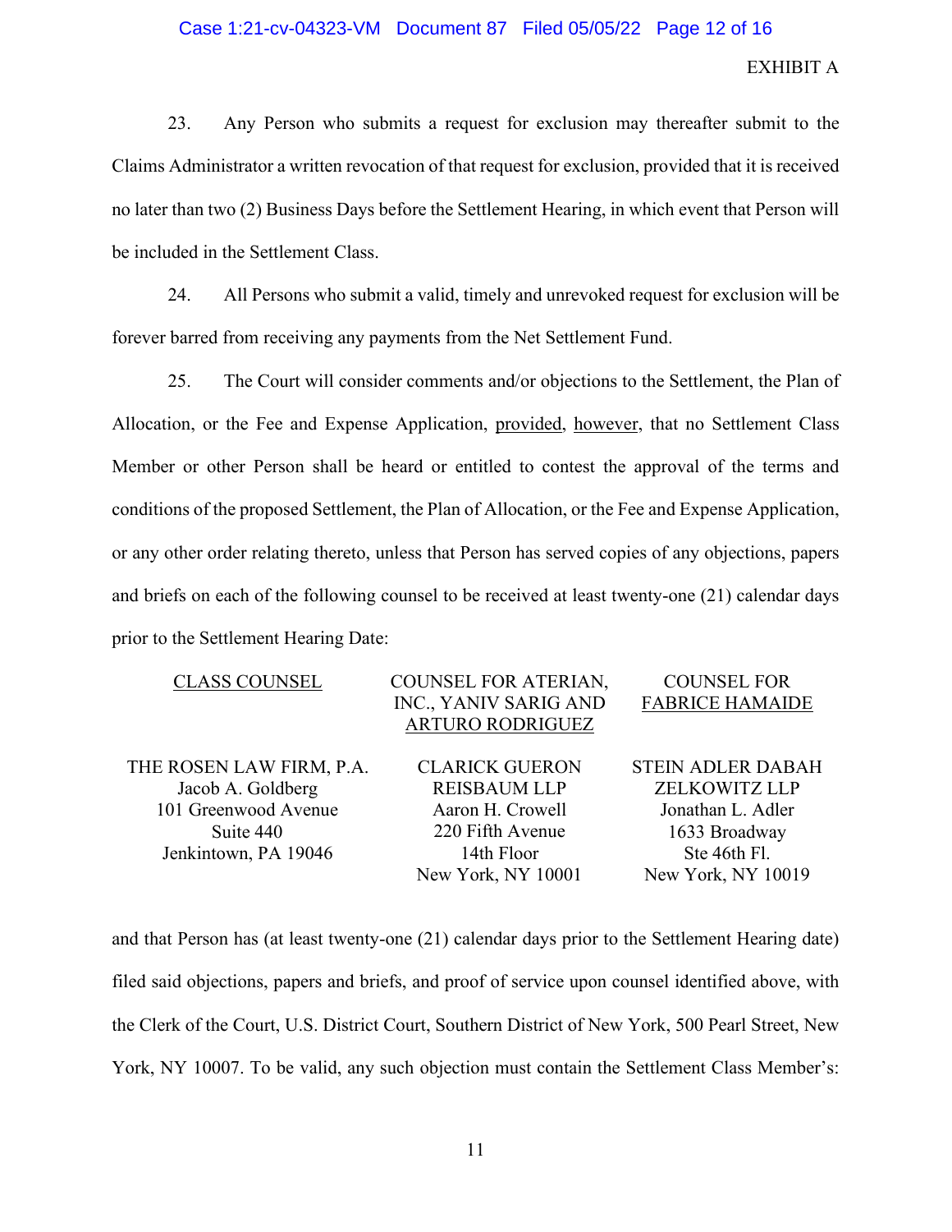EXHIBIT A

23. Any Person who submits a request for exclusion may thereafter submit to the Claims Administrator a written revocation of that request for exclusion, provided that it is received no later than two (2) Business Days before the Settlement Hearing, in which event that Person will be included in the Settlement Class.

24. All Persons who submit a valid, timely and unrevoked request for exclusion will be forever barred from receiving any payments from the Net Settlement Fund.

25. The Court will consider comments and/or objections to the Settlement, the Plan of Allocation, or the Fee and Expense Application, provided, however, that no Settlement Class Member or other Person shall be heard or entitled to contest the approval of the terms and conditions of the proposed Settlement, the Plan of Allocation, or the Fee and Expense Application, or any other order relating thereto, unless that Person has served copies of any objections, papers and briefs on each of the following counsel to be received at least twenty-one (21) calendar days prior to the Settlement Hearing Date:

| CLASS COUNSEL | COUNSEL FOR ATERIAN, INC., YANIV SARIG AND ARTURO RODRIGUEZ | COUNSEL FOR FABRICE HAMAIDE |
|---|---|---|
| THE ROSEN LAW FIRM, P.A.<br>Jacob A. Goldberg<br>101 Greenwood Avenue<br>Suite 440<br>Jenkintown, PA 19046 | CLARICK GUERON REISBAUM LLP<br>Aaron H. Crowell<br>220 Fifth Avenue<br>14th Floor<br>New York, NY 10001 | STEIN ADLER DABAH ZELKOWITZ LLP<br>Jonathan L. Adler<br>1633 Broadway<br>Ste 46th Fl.<br>New York, NY 10019 |

and that Person has (at least twenty-one (21) calendar days prior to the Settlement Hearing date) filed said objections, papers and briefs, and proof of service upon counsel identified above, with the Clerk of the Court, U.S. District Court, Southern District of New York, 500 Pearl Street, New York, NY 10007. To be valid, any such objection must contain the Settlement Class Member's: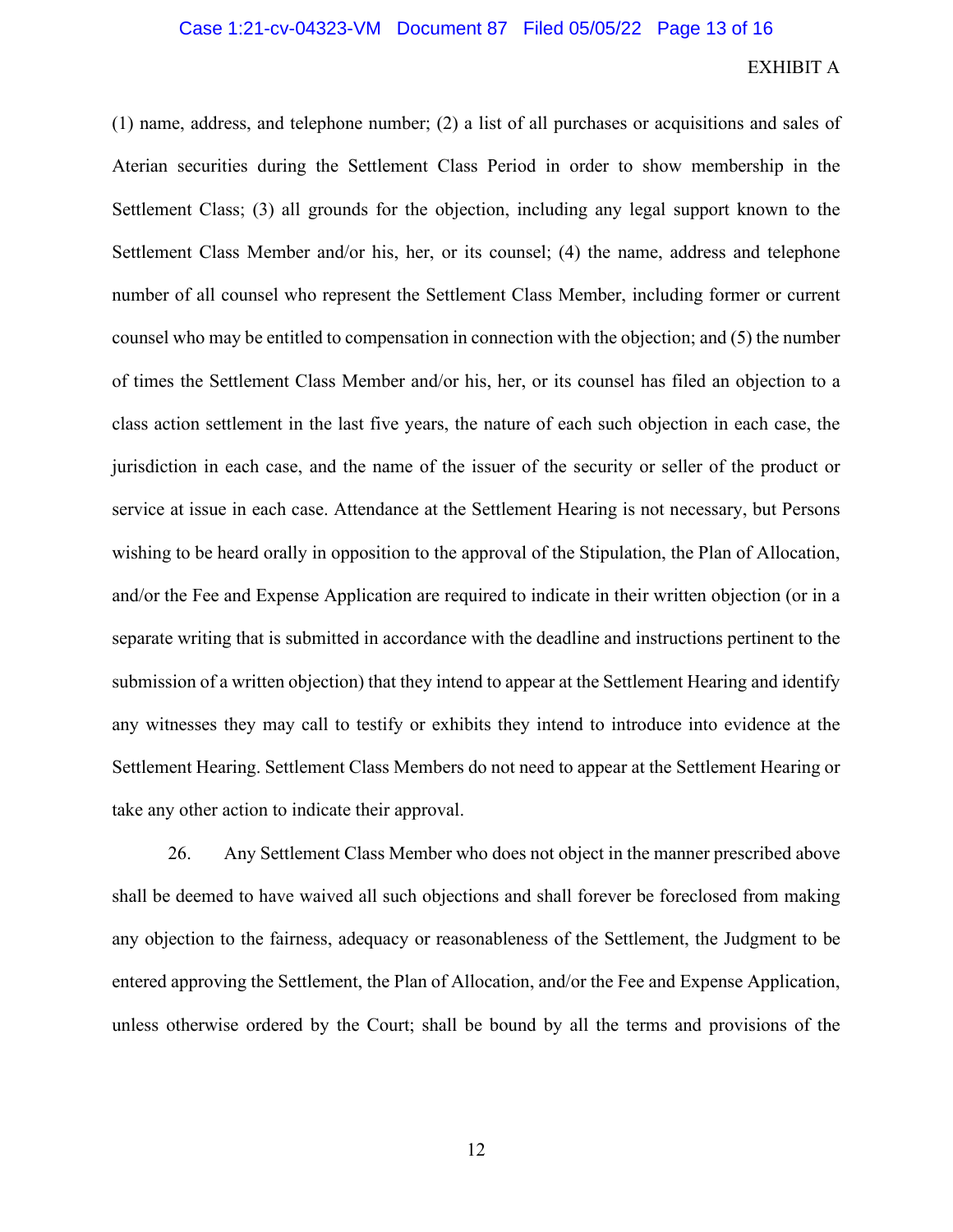EXHIBIT A

(1) name, address, and telephone number; (2) a list of all purchases or acquisitions and sales of Aterian securities during the Settlement Class Period in order to show membership in the Settlement Class; (3) all grounds for the objection, including any legal support known to the Settlement Class Member and/or his, her, or its counsel; (4) the name, address and telephone number of all counsel who represent the Settlement Class Member, including former or current counsel who may be entitled to compensation in connection with the objection; and (5) the number of times the Settlement Class Member and/or his, her, or its counsel has filed an objection to a class action settlement in the last five years, the nature of each such objection in each case, the jurisdiction in each case, and the name of the issuer of the security or seller of the product or service at issue in each case. Attendance at the Settlement Hearing is not necessary, but Persons wishing to be heard orally in opposition to the approval of the Stipulation, the Plan of Allocation, and/or the Fee and Expense Application are required to indicate in their written objection (or in a separate writing that is submitted in accordance with the deadline and instructions pertinent to the submission of a written objection) that they intend to appear at the Settlement Hearing and identify any witnesses they may call to testify or exhibits they intend to introduce into evidence at the Settlement Hearing. Settlement Class Members do not need to appear at the Settlement Hearing or take any other action to indicate their approval.

26. Any Settlement Class Member who does not object in the manner prescribed above shall be deemed to have waived all such objections and shall forever be foreclosed from making any objection to the fairness, adequacy or reasonableness of the Settlement, the Judgment to be entered approving the Settlement, the Plan of Allocation, and/or the Fee and Expense Application, unless otherwise ordered by the Court; shall be bound by all the terms and provisions of the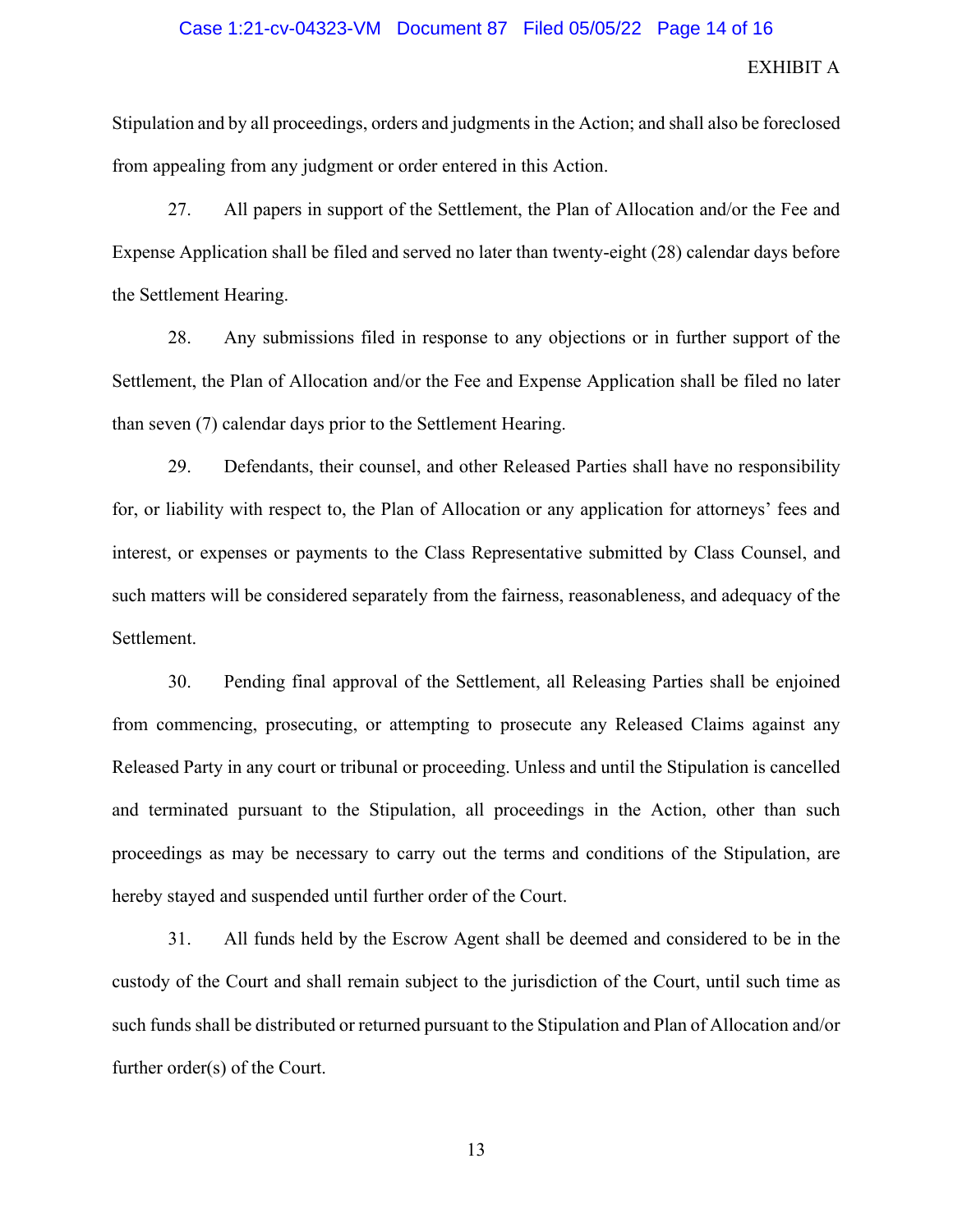EXHIBIT A

Stipulation and by all proceedings, orders and judgments in the Action; and shall also be foreclosed from appealing from any judgment or order entered in this Action.

27. All papers in support of the Settlement, the Plan of Allocation and/or the Fee and Expense Application shall be filed and served no later than twenty-eight (28) calendar days before the Settlement Hearing.

28. Any submissions filed in response to any objections or in further support of the Settlement, the Plan of Allocation and/or the Fee and Expense Application shall be filed no later than seven (7) calendar days prior to the Settlement Hearing.

29. Defendants, their counsel, and other Released Parties shall have no responsibility for, or liability with respect to, the Plan of Allocation or any application for attorneys' fees and interest, or expenses or payments to the Class Representative submitted by Class Counsel, and such matters will be considered separately from the fairness, reasonableness, and adequacy of the Settlement.

30. Pending final approval of the Settlement, all Releasing Parties shall be enjoined from commencing, prosecuting, or attempting to prosecute any Released Claims against any Released Party in any court or tribunal or proceeding. Unless and until the Stipulation is cancelled and terminated pursuant to the Stipulation, all proceedings in the Action, other than such proceedings as may be necessary to carry out the terms and conditions of the Stipulation, are hereby stayed and suspended until further order of the Court.

31. All funds held by the Escrow Agent shall be deemed and considered to be in the custody of the Court and shall remain subject to the jurisdiction of the Court, until such time as such funds shall be distributed or returned pursuant to the Stipulation and Plan of Allocation and/or further order(s) of the Court.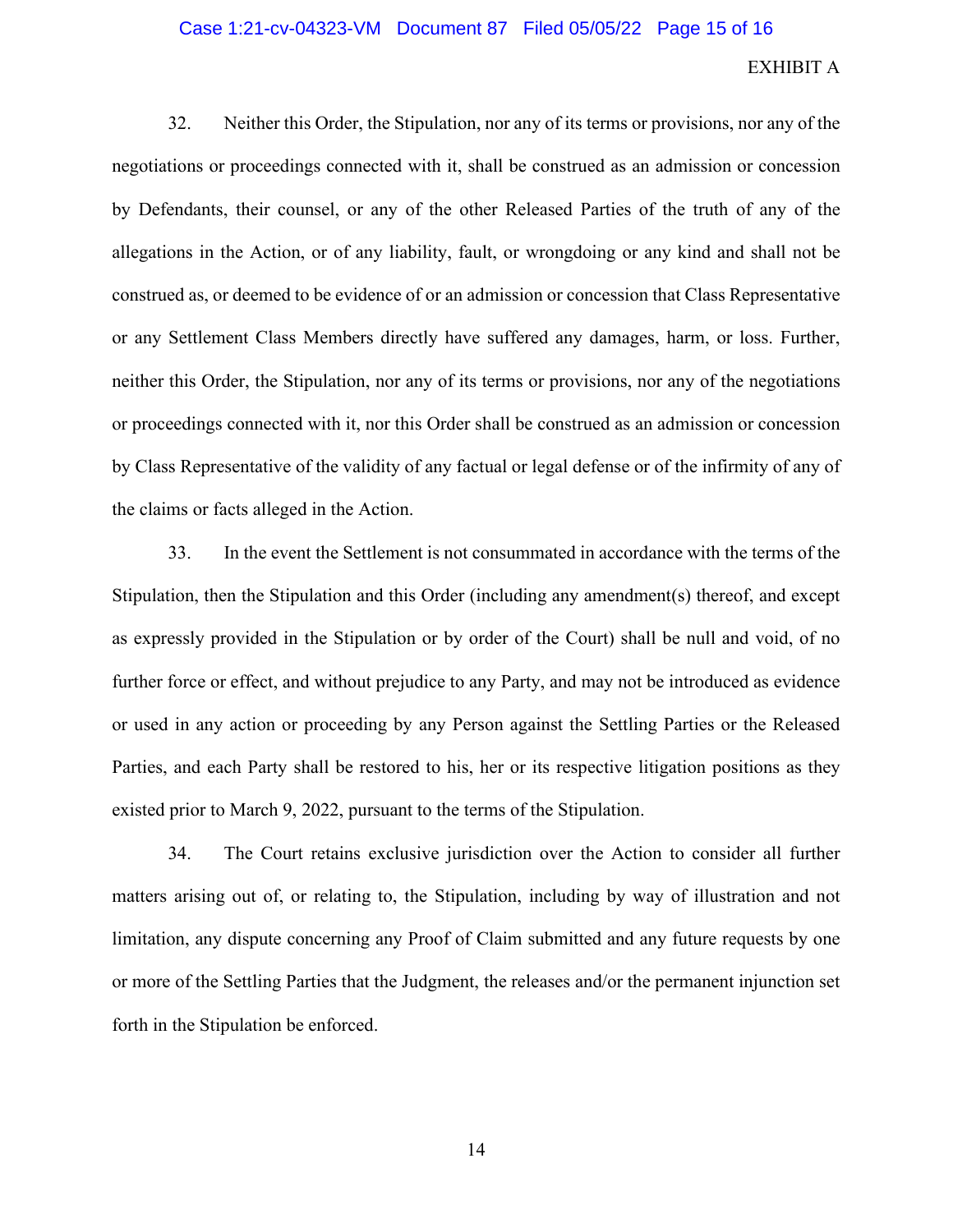EXHIBIT A

32. Neither this Order, the Stipulation, nor any of its terms or provisions, nor any of the negotiations or proceedings connected with it, shall be construed as an admission or concession by Defendants, their counsel, or any of the other Released Parties of the truth of any of the allegations in the Action, or of any liability, fault, or wrongdoing or any kind and shall not be construed as, or deemed to be evidence of or an admission or concession that Class Representative or any Settlement Class Members directly have suffered any damages, harm, or loss. Further, neither this Order, the Stipulation, nor any of its terms or provisions, nor any of the negotiations or proceedings connected with it, nor this Order shall be construed as an admission or concession by Class Representative of the validity of any factual or legal defense or of the infirmity of any of the claims or facts alleged in the Action.

33. In the event the Settlement is not consummated in accordance with the terms of the Stipulation, then the Stipulation and this Order (including any amendment(s) thereof, and except as expressly provided in the Stipulation or by order of the Court) shall be null and void, of no further force or effect, and without prejudice to any Party, and may not be introduced as evidence or used in any action or proceeding by any Person against the Settling Parties or the Released Parties, and each Party shall be restored to his, her or its respective litigation positions as they existed prior to March 9, 2022, pursuant to the terms of the Stipulation.

34. The Court retains exclusive jurisdiction over the Action to consider all further matters arising out of, or relating to, the Stipulation, including by way of illustration and not limitation, any dispute concerning any Proof of Claim submitted and any future requests by one or more of the Settling Parties that the Judgment, the releases and/or the permanent injunction set forth in the Stipulation be enforced.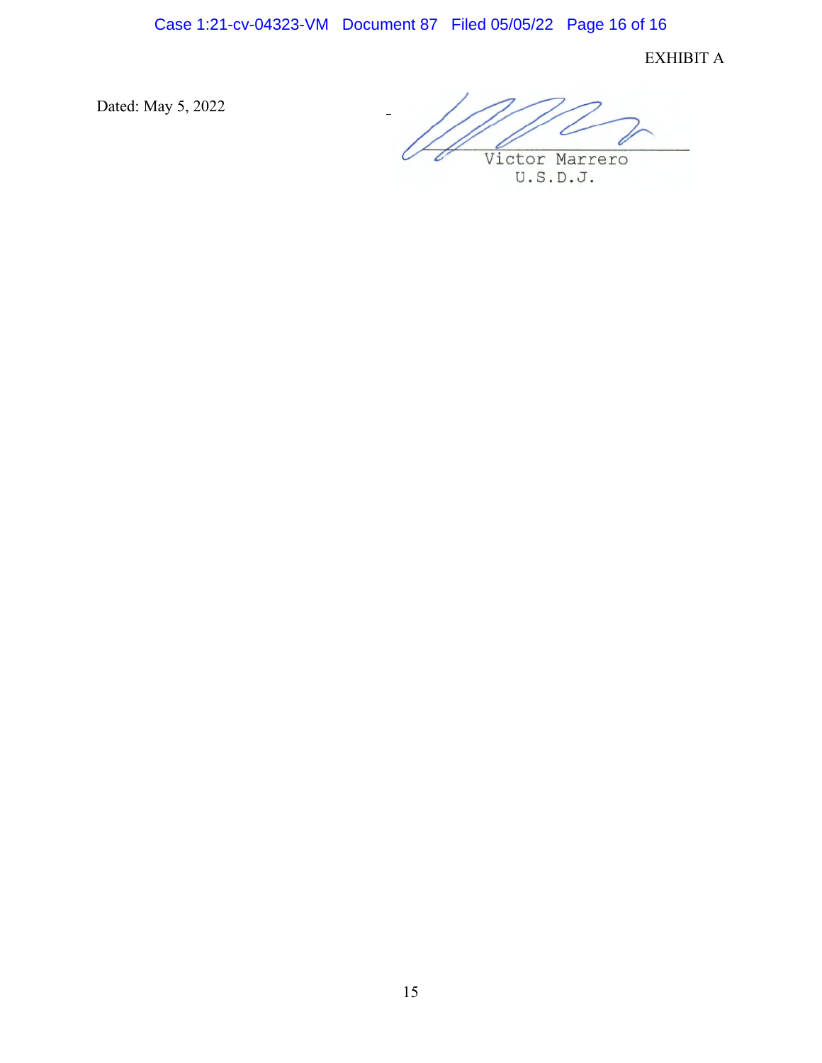EXHIBIT A

Dated: May 5, 2022

Victor Marrero
U.S.D.J.